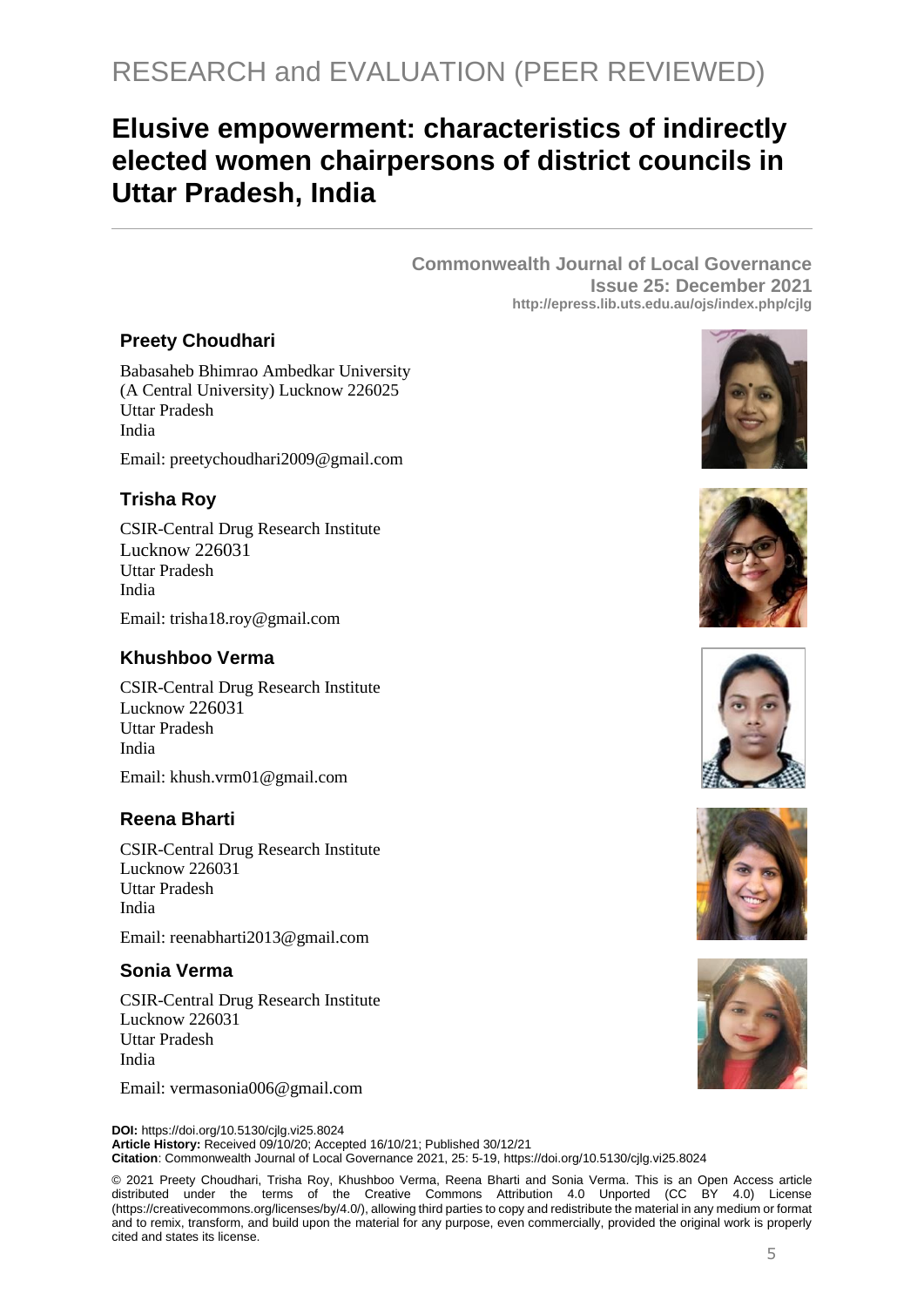RESEARCH and EVALUATION (PEER REVIEWED)

# Elusive empowerment: characteristics of indirectly elected women chairpersons of district councils in Uttar Pradesh, India

**Commonwealth Journal of Local Governance**
**Issue 25: December 2021**
**http://epress.lib.uts.edu.au/ojs/index.php/cjlg**

### Preety Choudhari

Babasaheb Bhimrao Ambedkar University
(A Central University) Lucknow 226025
Uttar Pradesh
India

Email: preetychoudhari2009@gmail.com

### Trisha Roy

CSIR-Central Drug Research Institute
Lucknow 226031
Uttar Pradesh
India

Email: trisha18.roy@gmail.com

### Khushboo Verma

CSIR-Central Drug Research Institute
Lucknow 226031
Uttar Pradesh
India

Email: khush.vrm01@gmail.com

### Reena Bharti

CSIR-Central Drug Research Institute
Lucknow 226031
Uttar Pradesh
India

Email: reenabharti2013@gmail.com

### Sonia Verma

CSIR-Central Drug Research Institute
Lucknow 226031
Uttar Pradesh
India

Email: vermasonia006@gmail.com

**DOI:** https://doi.org/10.5130/cjlg.vi25.8024
**Article History:** Received 09/10/20; Accepted 16/10/21; Published 30/12/21
**Citation**: Commonwealth Journal of Local Governance 2021, 25: 5-19, https://doi.org/10.5130/cjlg.vi25.8024

© 2021 Preety Choudhari, Trisha Roy, Khushboo Verma, Reena Bharti and Sonia Verma. This is an Open Access article distributed under the terms of the Creative Commons Attribution 4.0 Unported (CC BY 4.0) License (https://creativecommons.org/licenses/by/4.0/), allowing third parties to copy and redistribute the material in any medium or format and to remix, transform, and build upon the material for any purpose, even commercially, provided the original work is properly cited and states its license.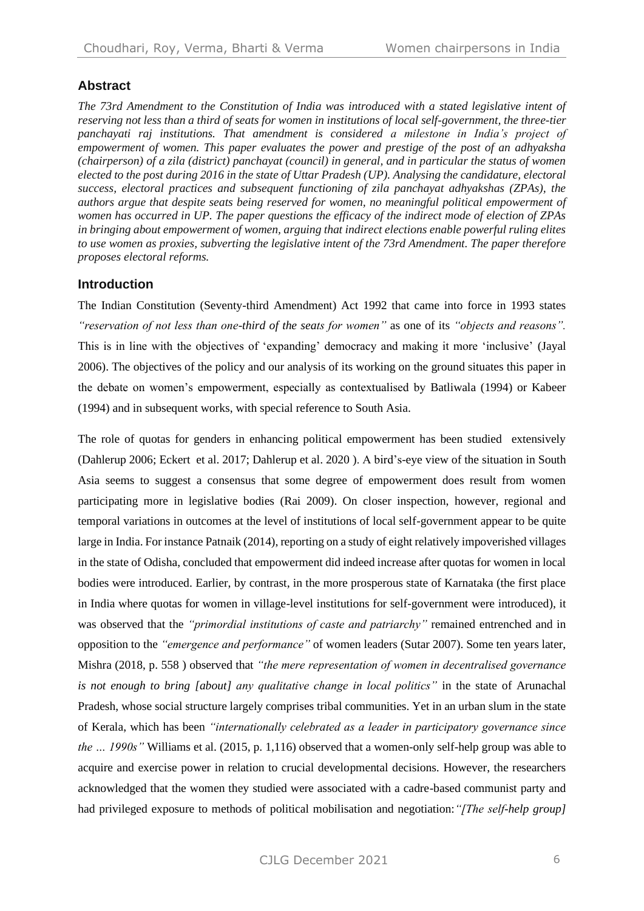## Abstract

*The 73rd Amendment to the Constitution of India was introduced with a stated legislative intent of reserving not less than a third of seats for women in institutions of local self-government, the three-tier panchayati raj institutions. That amendment is considered a milestone in India's project of empowerment of women. This paper evaluates the power and prestige of the post of an adhyaksha (chairperson) of a zila (district) panchayat (council) in general, and in particular the status of women elected to the post during 2016 in the state of Uttar Pradesh (UP). Analysing the candidature, electoral success, electoral practices and subsequent functioning of zila panchayat adhyakshas (ZPAs), the authors argue that despite seats being reserved for women, no meaningful political empowerment of women has occurred in UP. The paper questions the efficacy of the indirect mode of election of ZPAs in bringing about empowerment of women, arguing that indirect elections enable powerful ruling elites to use women as proxies, subverting the legislative intent of the 73rd Amendment. The paper therefore proposes electoral reforms.*

## Introduction

The Indian Constitution (Seventy-third Amendment) Act 1992 that came into force in 1993 states *"reservation of not less than one-third of the seats for women"* as one of its *"objects and reasons".* This is in line with the objectives of 'expanding' democracy and making it more 'inclusive' (Jayal 2006). The objectives of the policy and our analysis of its working on the ground situates this paper in the debate on women's empowerment, especially as contextualised by Batliwala (1994) or Kabeer (1994) and in subsequent works, with special reference to South Asia.

The role of quotas for genders in enhancing political empowerment has been studied extensively (Dahlerup 2006; Eckert et al. 2017; Dahlerup et al. 2020 ). A bird's-eye view of the situation in South Asia seems to suggest a consensus that some degree of empowerment does result from women participating more in legislative bodies (Rai 2009). On closer inspection, however, regional and temporal variations in outcomes at the level of institutions of local self-government appear to be quite large in India. For instance Patnaik (2014), reporting on a study of eight relatively impoverished villages in the state of Odisha, concluded that empowerment did indeed increase after quotas for women in local bodies were introduced. Earlier, by contrast, in the more prosperous state of Karnataka (the first place in India where quotas for women in village-level institutions for self-government were introduced), it was observed that the *"primordial institutions of caste and patriarchy"* remained entrenched and in opposition to the *"emergence and performance"* of women leaders (Sutar 2007). Some ten years later, Mishra (2018, p. 558 ) observed that *"the mere representation of women in decentralised governance is not enough to bring [about] any qualitative change in local politics"* in the state of Arunachal Pradesh, whose social structure largely comprises tribal communities. Yet in an urban slum in the state of Kerala, which has been *"internationally celebrated as a leader in participatory governance since the … 1990s"* Williams et al. (2015, p. 1,116) observed that a women-only self-help group was able to acquire and exercise power in relation to crucial developmental decisions. However, the researchers acknowledged that the women they studied were associated with a cadre-based communist party and had privileged exposure to methods of political mobilisation and negotiation: *"[The self-help group]*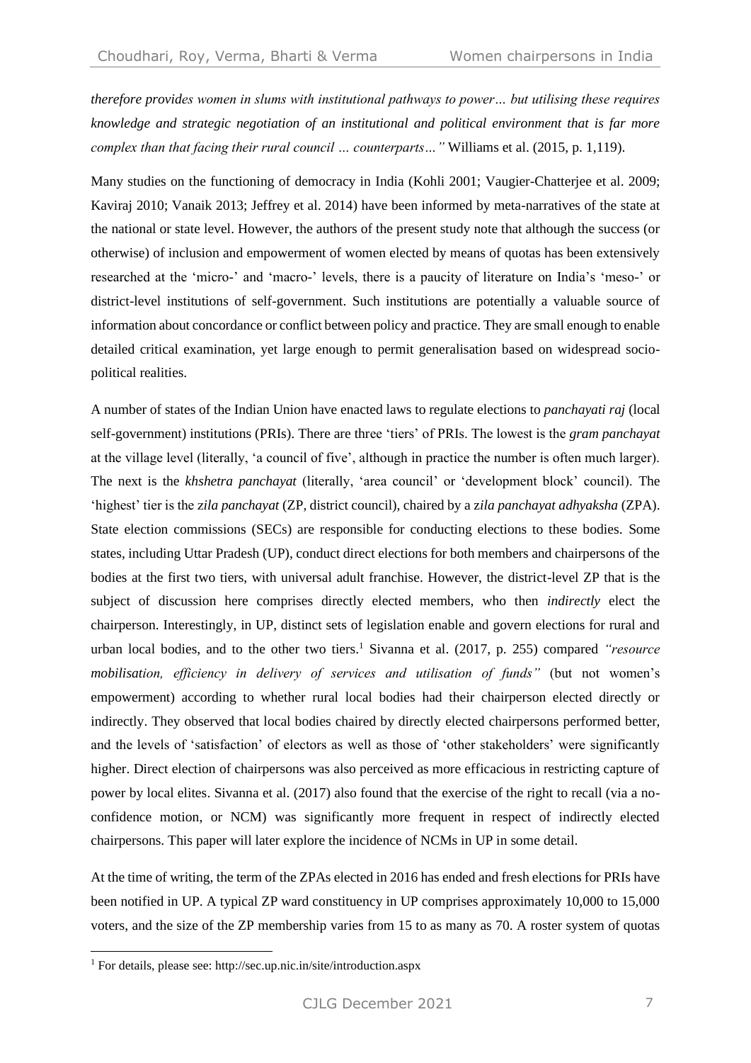*therefore provides women in slums with institutional pathways to power… but utilising these requires knowledge and strategic negotiation of an institutional and political environment that is far more complex than that facing their rural council … counterparts…"* Williams et al. (2015, p. 1,119).

Many studies on the functioning of democracy in India (Kohli 2001; Vaugier-Chatterjee et al. 2009; Kaviraj 2010; Vanaik 2013; Jeffrey et al. 2014) have been informed by meta-narratives of the state at the national or state level. However, the authors of the present study note that although the success (or otherwise) of inclusion and empowerment of women elected by means of quotas has been extensively researched at the 'micro-' and 'macro-' levels, there is a paucity of literature on India's 'meso-' or district-level institutions of self-government. Such institutions are potentially a valuable source of information about concordance or conflict between policy and practice. They are small enough to enable detailed critical examination, yet large enough to permit generalisation based on widespread socio-political realities.

A number of states of the Indian Union have enacted laws to regulate elections to *panchayati raj* (local self-government) institutions (PRIs). There are three 'tiers' of PRIs. The lowest is the *gram panchayat* at the village level (literally, 'a council of five', although in practice the number is often much larger). The next is the *khshetra panchayat* (literally, 'area council' or 'development block' council). The 'highest' tier is the *zila panchayat* (ZP, district council), chaired by a *zila panchayat adhyaksha* (ZPA). State election commissions (SECs) are responsible for conducting elections to these bodies. Some states, including Uttar Pradesh (UP), conduct direct elections for both members and chairpersons of the bodies at the first two tiers, with universal adult franchise. However, the district-level ZP that is the subject of discussion here comprises directly elected members, who then *indirectly* elect the chairperson. Interestingly, in UP, distinct sets of legislation enable and govern elections for rural and urban local bodies, and to the other two tiers.[1] Sivanna et al. (2017, p. 255) compared *"resource mobilisation, efficiency in delivery of services and utilisation of funds"* (but not women's empowerment) according to whether rural local bodies had their chairperson elected directly or indirectly. They observed that local bodies chaired by directly elected chairpersons performed better, and the levels of 'satisfaction' of electors as well as those of 'other stakeholders' were significantly higher. Direct election of chairpersons was also perceived as more efficacious in restricting capture of power by local elites. Sivanna et al. (2017) also found that the exercise of the right to recall (via a no-confidence motion, or NCM) was significantly more frequent in respect of indirectly elected chairpersons. This paper will later explore the incidence of NCMs in UP in some detail.

At the time of writing, the term of the ZPAs elected in 2016 has ended and fresh elections for PRIs have been notified in UP. A typical ZP ward constituency in UP comprises approximately 10,000 to 15,000 voters, and the size of the ZP membership varies from 15 to as many as 70. A roster system of quotas

[1] For details, please see: http://sec.up.nic.in/site/introduction.aspx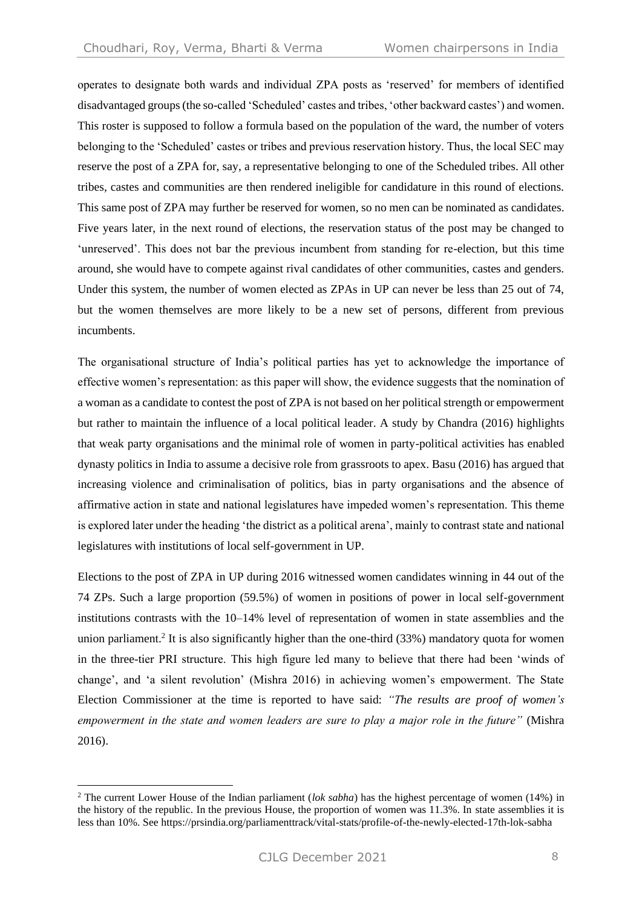operates to designate both wards and individual ZPA posts as 'reserved' for members of identified disadvantaged groups (the so-called 'Scheduled' castes and tribes, 'other backward castes') and women. This roster is supposed to follow a formula based on the population of the ward, the number of voters belonging to the 'Scheduled' castes or tribes and previous reservation history. Thus, the local SEC may reserve the post of a ZPA for, say, a representative belonging to one of the Scheduled tribes. All other tribes, castes and communities are then rendered ineligible for candidature in this round of elections. This same post of ZPA may further be reserved for women, so no men can be nominated as candidates. Five years later, in the next round of elections, the reservation status of the post may be changed to 'unreserved'. This does not bar the previous incumbent from standing for re-election, but this time around, she would have to compete against rival candidates of other communities, castes and genders. Under this system, the number of women elected as ZPAs in UP can never be less than 25 out of 74, but the women themselves are more likely to be a new set of persons, different from previous incumbents.

The organisational structure of India's political parties has yet to acknowledge the importance of effective women's representation: as this paper will show, the evidence suggests that the nomination of a woman as a candidate to contest the post of ZPA is not based on her political strength or empowerment but rather to maintain the influence of a local political leader. A study by Chandra (2016) highlights that weak party organisations and the minimal role of women in party-political activities has enabled dynasty politics in India to assume a decisive role from grassroots to apex. Basu (2016) has argued that increasing violence and criminalisation of politics, bias in party organisations and the absence of affirmative action in state and national legislatures have impeded women's representation. This theme is explored later under the heading 'the district as a political arena', mainly to contrast state and national legislatures with institutions of local self-government in UP.

Elections to the post of ZPA in UP during 2016 witnessed women candidates winning in 44 out of the 74 ZPs. Such a large proportion (59.5%) of women in positions of power in local self-government institutions contrasts with the 10–14% level of representation of women in state assemblies and the union parliament.[2] It is also significantly higher than the one-third (33%) mandatory quota for women in the three-tier PRI structure. This high figure led many to believe that there had been 'winds of change', and 'a silent revolution' (Mishra 2016) in achieving women's empowerment. The State Election Commissioner at the time is reported to have said: *"The results are proof of women's empowerment in the state and women leaders are sure to play a major role in the future"* (Mishra 2016).

---

[2] The current Lower House of the Indian parliament (*lok sabha*) has the highest percentage of women (14%) in the history of the republic. In the previous House, the proportion of women was 11.3%. In state assemblies it is less than 10%. See https://prsindia.org/parliamenttrack/vital-stats/profile-of-the-newly-elected-17th-lok-sabha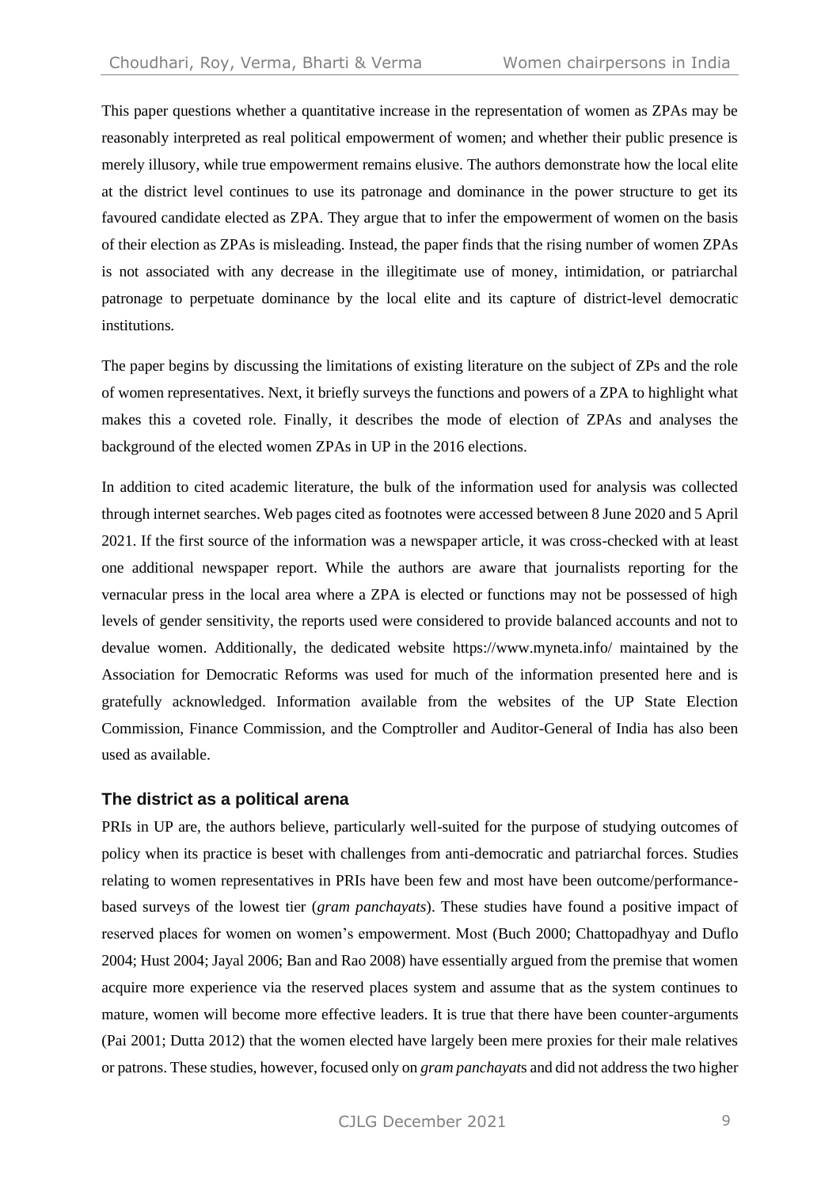This paper questions whether a quantitative increase in the representation of women as ZPAs may be reasonably interpreted as real political empowerment of women; and whether their public presence is merely illusory, while true empowerment remains elusive. The authors demonstrate how the local elite at the district level continues to use its patronage and dominance in the power structure to get its favoured candidate elected as ZPA. They argue that to infer the empowerment of women on the basis of their election as ZPAs is misleading. Instead, the paper finds that the rising number of women ZPAs is not associated with any decrease in the illegitimate use of money, intimidation, or patriarchal patronage to perpetuate dominance by the local elite and its capture of district-level democratic institutions.

The paper begins by discussing the limitations of existing literature on the subject of ZPs and the role of women representatives. Next, it briefly surveys the functions and powers of a ZPA to highlight what makes this a coveted role. Finally, it describes the mode of election of ZPAs and analyses the background of the elected women ZPAs in UP in the 2016 elections.

In addition to cited academic literature, the bulk of the information used for analysis was collected through internet searches. Web pages cited as footnotes were accessed between 8 June 2020 and 5 April 2021. If the first source of the information was a newspaper article, it was cross-checked with at least one additional newspaper report. While the authors are aware that journalists reporting for the vernacular press in the local area where a ZPA is elected or functions may not be possessed of high levels of gender sensitivity, the reports used were considered to provide balanced accounts and not to devalue women. Additionally, the dedicated website https://www.myneta.info/ maintained by the Association for Democratic Reforms was used for much of the information presented here and is gratefully acknowledged. Information available from the websites of the UP State Election Commission, Finance Commission, and the Comptroller and Auditor-General of India has also been used as available.

## The district as a political arena

PRIs in UP are, the authors believe, particularly well-suited for the purpose of studying outcomes of policy when its practice is beset with challenges from anti-democratic and patriarchal forces. Studies relating to women representatives in PRIs have been few and most have been outcome/performance-based surveys of the lowest tier (*gram panchayats*). These studies have found a positive impact of reserved places for women on women's empowerment. Most (Buch 2000; Chattopadhyay and Duflo 2004; Hust 2004; Jayal 2006; Ban and Rao 2008) have essentially argued from the premise that women acquire more experience via the reserved places system and assume that as the system continues to mature, women will become more effective leaders. It is true that there have been counter-arguments (Pai 2001; Dutta 2012) that the women elected have largely been mere proxies for their male relatives or patrons. These studies, however, focused only on *gram panchayat*s and did not address the two higher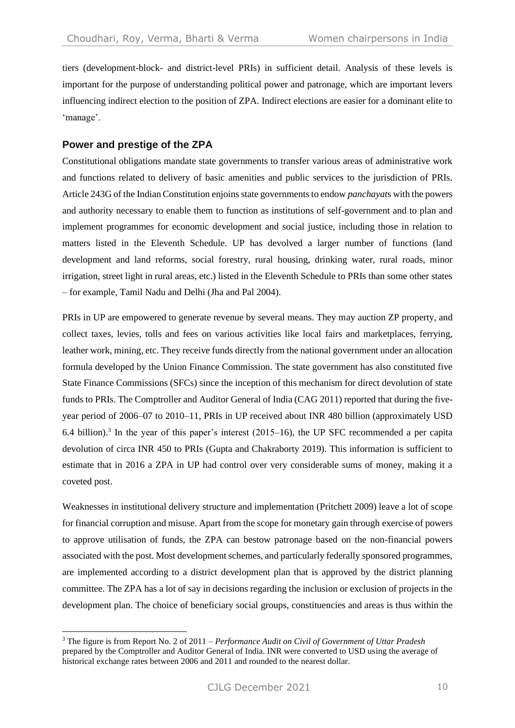tiers (development-block- and district-level PRIs) in sufficient detail. Analysis of these levels is important for the purpose of understanding political power and patronage, which are important levers influencing indirect election to the position of ZPA. Indirect elections are easier for a dominant elite to 'manage'.

### Power and prestige of the ZPA

Constitutional obligations mandate state governments to transfer various areas of administrative work and functions related to delivery of basic amenities and public services to the jurisdiction of PRIs. Article 243G of the Indian Constitution enjoins state governments to endow *panchayat*s with the powers and authority necessary to enable them to function as institutions of self-government and to plan and implement programmes for economic development and social justice, including those in relation to matters listed in the Eleventh Schedule. UP has devolved a larger number of functions (land development and land reforms, social forestry, rural housing, drinking water, rural roads, minor irrigation, street light in rural areas, etc.) listed in the Eleventh Schedule to PRIs than some other states – for example, Tamil Nadu and Delhi (Jha and Pal 2004).

PRIs in UP are empowered to generate revenue by several means. They may auction ZP property, and collect taxes, levies, tolls and fees on various activities like local fairs and marketplaces, ferrying, leather work, mining, etc. They receive funds directly from the national government under an allocation formula developed by the Union Finance Commission. The state government has also constituted five State Finance Commissions (SFCs) since the inception of this mechanism for direct devolution of state funds to PRIs. The Comptroller and Auditor General of India (CAG 2011) reported that during the five-year period of 2006–07 to 2010–11, PRIs in UP received about INR 480 billion (approximately USD 6.4 billion).[3] In the year of this paper's interest (2015–16), the UP SFC recommended a per capita devolution of circa INR 450 to PRIs (Gupta and Chakraborty 2019). This information is sufficient to estimate that in 2016 a ZPA in UP had control over very considerable sums of money, making it a coveted post.

Weaknesses in institutional delivery structure and implementation (Pritchett 2009) leave a lot of scope for financial corruption and misuse. Apart from the scope for monetary gain through exercise of powers to approve utilisation of funds, the ZPA can bestow patronage based on the non-financial powers associated with the post. Most development schemes, and particularly federally sponsored programmes, are implemented according to a district development plan that is approved by the district planning committee. The ZPA has a lot of say in decisions regarding the inclusion or exclusion of projects in the development plan. The choice of beneficiary social groups, constituencies and areas is thus within the

[3] The figure is from Report No. 2 of 2011 – *Performance Audit on Civil of Government of Uttar Pradesh* prepared by the Comptroller and Auditor General of India. INR were converted to USD using the average of historical exchange rates between 2006 and 2011 and rounded to the nearest dollar.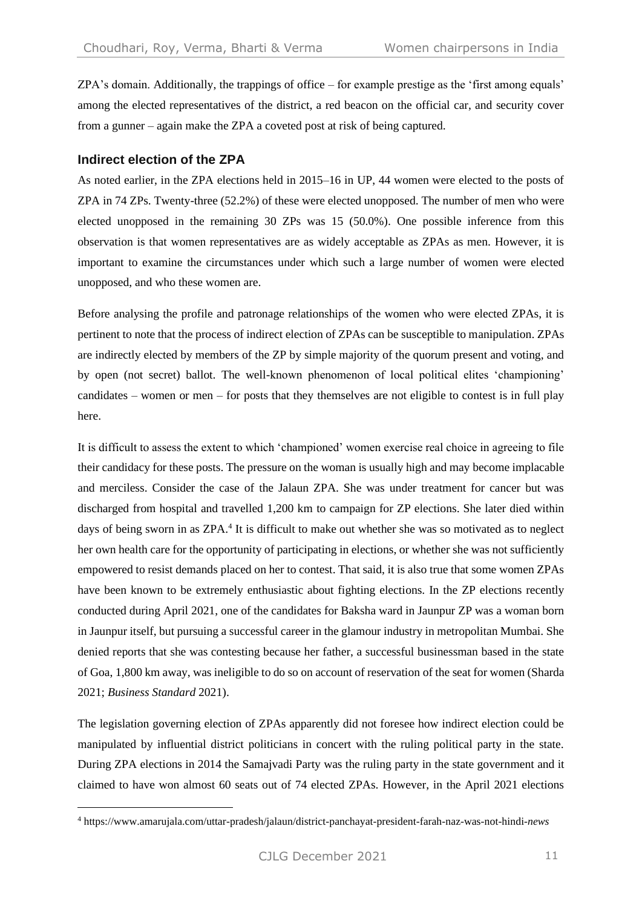ZPA's domain. Additionally, the trappings of office – for example prestige as the 'first among equals' among the elected representatives of the district, a red beacon on the official car, and security cover from a gunner – again make the ZPA a coveted post at risk of being captured.

### Indirect election of the ZPA

As noted earlier, in the ZPA elections held in 2015–16 in UP, 44 women were elected to the posts of ZPA in 74 ZPs. Twenty-three (52.2%) of these were elected unopposed. The number of men who were elected unopposed in the remaining 30 ZPs was 15 (50.0%). One possible inference from this observation is that women representatives are as widely acceptable as ZPAs as men. However, it is important to examine the circumstances under which such a large number of women were elected unopposed, and who these women are.

Before analysing the profile and patronage relationships of the women who were elected ZPAs, it is pertinent to note that the process of indirect election of ZPAs can be susceptible to manipulation. ZPAs are indirectly elected by members of the ZP by simple majority of the quorum present and voting, and by open (not secret) ballot. The well-known phenomenon of local political elites 'championing' candidates – women or men – for posts that they themselves are not eligible to contest is in full play here.

It is difficult to assess the extent to which 'championed' women exercise real choice in agreeing to file their candidacy for these posts. The pressure on the woman is usually high and may become implacable and merciless. Consider the case of the Jalaun ZPA. She was under treatment for cancer but was discharged from hospital and travelled 1,200 km to campaign for ZP elections. She later died within days of being sworn in as ZPA.[4] It is difficult to make out whether she was so motivated as to neglect her own health care for the opportunity of participating in elections, or whether she was not sufficiently empowered to resist demands placed on her to contest. That said, it is also true that some women ZPAs have been known to be extremely enthusiastic about fighting elections. In the ZP elections recently conducted during April 2021, one of the candidates for Baksha ward in Jaunpur ZP was a woman born in Jaunpur itself, but pursuing a successful career in the glamour industry in metropolitan Mumbai. She denied reports that she was contesting because her father, a successful businessman based in the state of Goa, 1,800 km away, was ineligible to do so on account of reservation of the seat for women (Sharda 2021; *Business Standard* 2021).

The legislation governing election of ZPAs apparently did not foresee how indirect election could be manipulated by influential district politicians in concert with the ruling political party in the state. During ZPA elections in 2014 the Samajvadi Party was the ruling party in the state government and it claimed to have won almost 60 seats out of 74 elected ZPAs. However, in the April 2021 elections

[4] https://www.amarujala.com/uttar-pradesh/jalaun/district-panchayat-president-farah-naz-was-not-hindi-*news*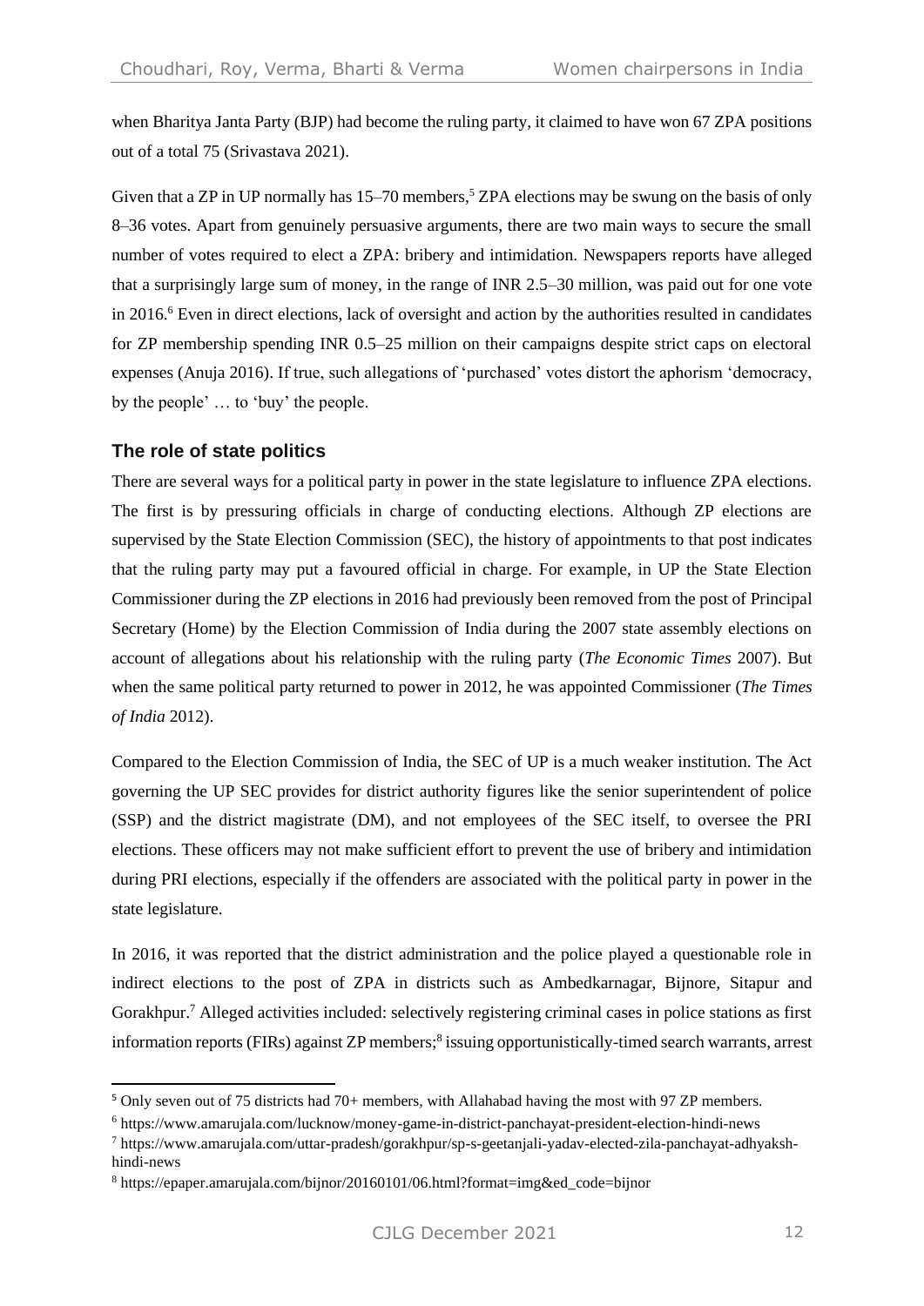when Bharitya Janta Party (BJP) had become the ruling party, it claimed to have won 67 ZPA positions out of a total 75 (Srivastava 2021).

Given that a ZP in UP normally has 15–70 members,[5] ZPA elections may be swung on the basis of only 8–36 votes. Apart from genuinely persuasive arguments, there are two main ways to secure the small number of votes required to elect a ZPA: bribery and intimidation. Newspapers reports have alleged that a surprisingly large sum of money, in the range of INR 2.5–30 million, was paid out for one vote in 2016.[6] Even in direct elections, lack of oversight and action by the authorities resulted in candidates for ZP membership spending INR 0.5–25 million on their campaigns despite strict caps on electoral expenses (Anuja 2016). If true, such allegations of 'purchased' votes distort the aphorism 'democracy, by the people' … to 'buy' the people.

### The role of state politics

There are several ways for a political party in power in the state legislature to influence ZPA elections. The first is by pressuring officials in charge of conducting elections. Although ZP elections are supervised by the State Election Commission (SEC), the history of appointments to that post indicates that the ruling party may put a favoured official in charge. For example, in UP the State Election Commissioner during the ZP elections in 2016 had previously been removed from the post of Principal Secretary (Home) by the Election Commission of India during the 2007 state assembly elections on account of allegations about his relationship with the ruling party (*The Economic Times* 2007). But when the same political party returned to power in 2012, he was appointed Commissioner (*The Times of India* 2012).

Compared to the Election Commission of India, the SEC of UP is a much weaker institution. The Act governing the UP SEC provides for district authority figures like the senior superintendent of police (SSP) and the district magistrate (DM), and not employees of the SEC itself, to oversee the PRI elections. These officers may not make sufficient effort to prevent the use of bribery and intimidation during PRI elections, especially if the offenders are associated with the political party in power in the state legislature.

In 2016, it was reported that the district administration and the police played a questionable role in indirect elections to the post of ZPA in districts such as Ambedkarnagar, Bijnore, Sitapur and Gorakhpur.[7] Alleged activities included: selectively registering criminal cases in police stations as first information reports (FIRs) against ZP members;[8] issuing opportunistically-timed search warrants, arrest

---

[5] Only seven out of 75 districts had 70+ members, with Allahabad having the most with 97 ZP members.

[6] https://www.amarujala.com/lucknow/money-game-in-district-panchayat-president-election-hindi-news

[7] https://www.amarujala.com/uttar-pradesh/gorakhpur/sp-s-geetanjali-yadav-elected-zila-panchayat-adhyaksh-hindi-news

[8] https://epaper.amarujala.com/bijnor/20160101/06.html?format=img&ed_code=bijnor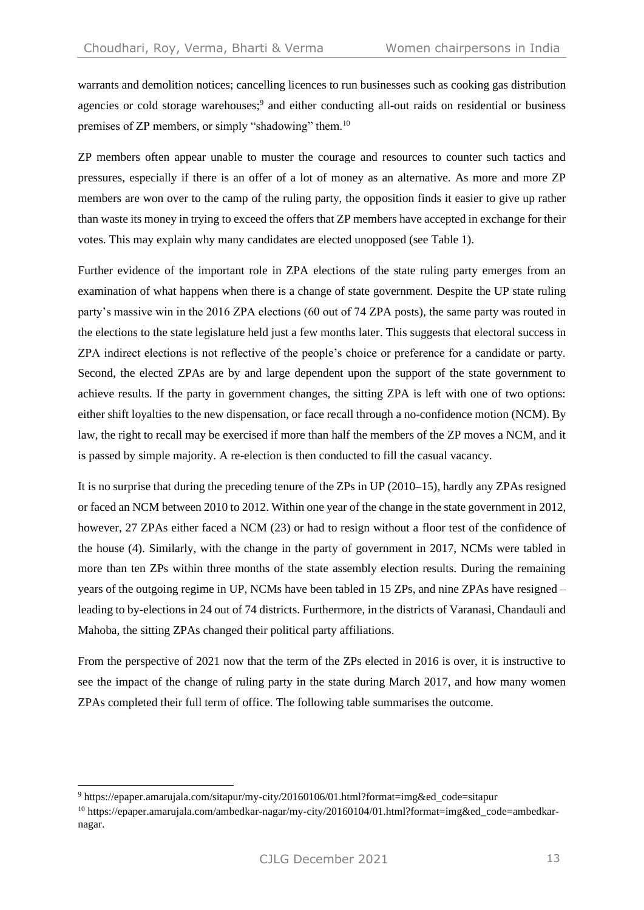warrants and demolition notices; cancelling licences to run businesses such as cooking gas distribution agencies or cold storage warehouses;[9] and either conducting all-out raids on residential or business premises of ZP members, or simply "shadowing" them.[10]

ZP members often appear unable to muster the courage and resources to counter such tactics and pressures, especially if there is an offer of a lot of money as an alternative. As more and more ZP members are won over to the camp of the ruling party, the opposition finds it easier to give up rather than waste its money in trying to exceed the offers that ZP members have accepted in exchange for their votes. This may explain why many candidates are elected unopposed (see Table 1).

Further evidence of the important role in ZPA elections of the state ruling party emerges from an examination of what happens when there is a change of state government. Despite the UP state ruling party's massive win in the 2016 ZPA elections (60 out of 74 ZPA posts), the same party was routed in the elections to the state legislature held just a few months later. This suggests that electoral success in ZPA indirect elections is not reflective of the people's choice or preference for a candidate or party. Second, the elected ZPAs are by and large dependent upon the support of the state government to achieve results. If the party in government changes, the sitting ZPA is left with one of two options: either shift loyalties to the new dispensation, or face recall through a no-confidence motion (NCM). By law, the right to recall may be exercised if more than half the members of the ZP moves a NCM, and it is passed by simple majority. A re-election is then conducted to fill the casual vacancy.

It is no surprise that during the preceding tenure of the ZPs in UP (2010–15), hardly any ZPAs resigned or faced an NCM between 2010 to 2012. Within one year of the change in the state government in 2012, however, 27 ZPAs either faced a NCM (23) or had to resign without a floor test of the confidence of the house (4). Similarly, with the change in the party of government in 2017, NCMs were tabled in more than ten ZPs within three months of the state assembly election results. During the remaining years of the outgoing regime in UP, NCMs have been tabled in 15 ZPs, and nine ZPAs have resigned – leading to by-elections in 24 out of 74 districts. Furthermore, in the districts of Varanasi, Chandauli and Mahoba, the sitting ZPAs changed their political party affiliations.

From the perspective of 2021 now that the term of the ZPs elected in 2016 is over, it is instructive to see the impact of the change of ruling party in the state during March 2017, and how many women ZPAs completed their full term of office. The following table summarises the outcome.

[9] https://epaper.amarujala.com/sitapur/my-city/20160106/01.html?format=img&ed_code=sitapur

[10] https://epaper.amarujala.com/ambedkar-nagar/my-city/20160104/01.html?format=img&ed_code=ambedkar-nagar.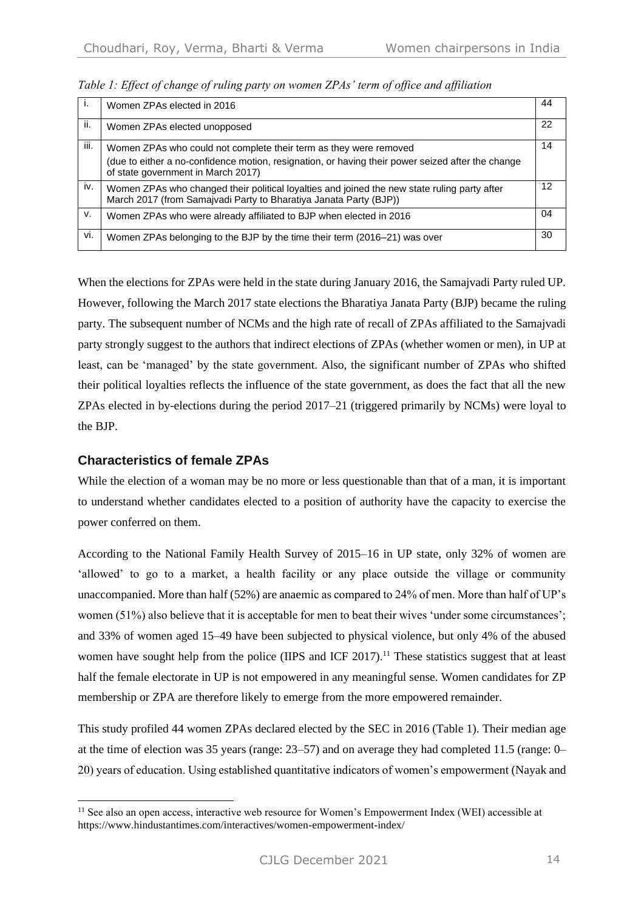*Table 1: Effect of change of ruling party on women ZPAs' term of office and affiliation*

| | | |
|---|---|---|
| i. | Women ZPAs elected in 2016 | 44 |
| ii. | Women ZPAs elected unopposed | 22 |
| iii. | Women ZPAs who could not complete their term as they were removed (due to either a no-confidence motion, resignation, or having their power seized after the change of state government in March 2017) | 14 |
| iv. | Women ZPAs who changed their political loyalties and joined the new state ruling party after March 2017 (from Samajvadi Party to Bharatiya Janata Party (BJP)) | 12 |
| v. | Women ZPAs who were already affiliated to BJP when elected in 2016 | 04 |
| vi. | Women ZPAs belonging to the BJP by the time their term (2016–21) was over | 30 |

When the elections for ZPAs were held in the state during January 2016, the Samajvadi Party ruled UP. However, following the March 2017 state elections the Bharatiya Janata Party (BJP) became the ruling party. The subsequent number of NCMs and the high rate of recall of ZPAs affiliated to the Samajvadi party strongly suggest to the authors that indirect elections of ZPAs (whether women or men), in UP at least, can be 'managed' by the state government. Also, the significant number of ZPAs who shifted their political loyalties reflects the influence of the state government, as does the fact that all the new ZPAs elected in by-elections during the period 2017–21 (triggered primarily by NCMs) were loyal to the BJP.

## Characteristics of female ZPAs

While the election of a woman may be no more or less questionable than that of a man, it is important to understand whether candidates elected to a position of authority have the capacity to exercise the power conferred on them.

According to the National Family Health Survey of 2015–16 in UP state, only 32% of women are 'allowed' to go to a market, a health facility or any place outside the village or community unaccompanied. More than half (52%) are anaemic as compared to 24% of men. More than half of UP's women (51%) also believe that it is acceptable for men to beat their wives 'under some circumstances'; and 33% of women aged 15–49 have been subjected to physical violence, but only 4% of the abused women have sought help from the police (IIPS and ICF 2017).[11] These statistics suggest that at least half the female electorate in UP is not empowered in any meaningful sense. Women candidates for ZP membership or ZPA are therefore likely to emerge from the more empowered remainder.

This study profiled 44 women ZPAs declared elected by the SEC in 2016 (Table 1). Their median age at the time of election was 35 years (range: 23–57) and on average they had completed 11.5 (range: 0–20) years of education. Using established quantitative indicators of women's empowerment (Nayak and

[11] See also an open access, interactive web resource for Women's Empowerment Index (WEI) accessible at https://www.hindustantimes.com/interactives/women-empowerment-index/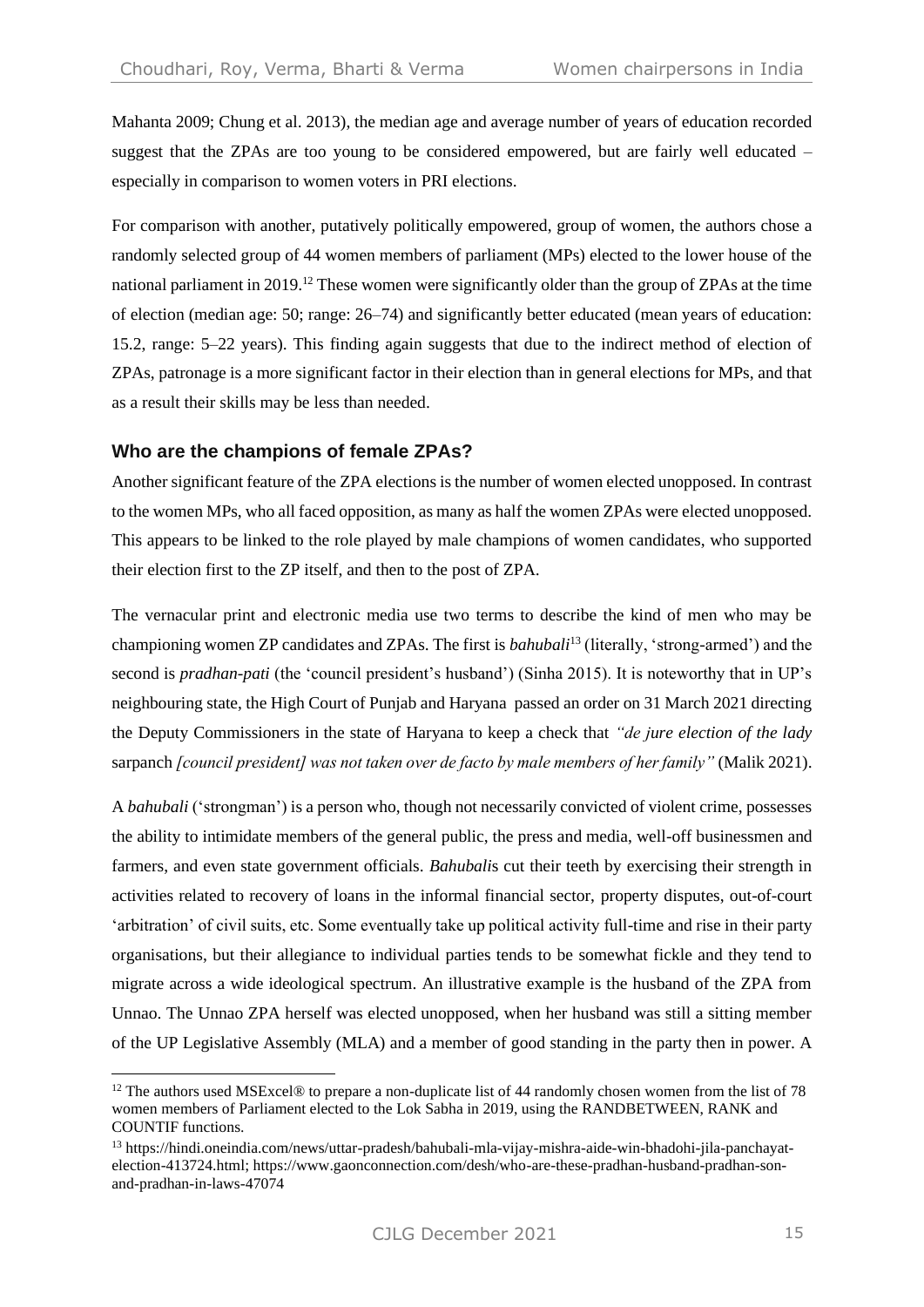Mahanta 2009; Chung et al. 2013), the median age and average number of years of education recorded suggest that the ZPAs are too young to be considered empowered, but are fairly well educated – especially in comparison to women voters in PRI elections.

For comparison with another, putatively politically empowered, group of women, the authors chose a randomly selected group of 44 women members of parliament (MPs) elected to the lower house of the national parliament in 2019.[12] These women were significantly older than the group of ZPAs at the time of election (median age: 50; range: 26–74) and significantly better educated (mean years of education: 15.2, range: 5–22 years). This finding again suggests that due to the indirect method of election of ZPAs, patronage is a more significant factor in their election than in general elections for MPs, and that as a result their skills may be less than needed.

### Who are the champions of female ZPAs?

Another significant feature of the ZPA elections is the number of women elected unopposed. In contrast to the women MPs, who all faced opposition, as many as half the women ZPAs were elected unopposed. This appears to be linked to the role played by male champions of women candidates, who supported their election first to the ZP itself, and then to the post of ZPA.

The vernacular print and electronic media use two terms to describe the kind of men who may be championing women ZP candidates and ZPAs. The first is *bahubali*[13] (literally, 'strong-armed') and the second is *pradhan-pati* (the 'council president's husband') (Sinha 2015). It is noteworthy that in UP's neighbouring state, the High Court of Punjab and Haryana passed an order on 31 March 2021 directing the Deputy Commissioners in the state of Haryana to keep a check that *"de jure election of the lady* sarpanch *[council president] was not taken over de facto by male members of her family"* (Malik 2021).

A *bahubali* ('strongman') is a person who, though not necessarily convicted of violent crime, possesses the ability to intimidate members of the general public, the press and media, well-off businessmen and farmers, and even state government officials. *Bahubali*s cut their teeth by exercising their strength in activities related to recovery of loans in the informal financial sector, property disputes, out-of-court 'arbitration' of civil suits, etc. Some eventually take up political activity full-time and rise in their party organisations, but their allegiance to individual parties tends to be somewhat fickle and they tend to migrate across a wide ideological spectrum. An illustrative example is the husband of the ZPA from Unnao. The Unnao ZPA herself was elected unopposed, when her husband was still a sitting member of the UP Legislative Assembly (MLA) and a member of good standing in the party then in power. A

---

[12] The authors used MSExcel® to prepare a non-duplicate list of 44 randomly chosen women from the list of 78 women members of Parliament elected to the Lok Sabha in 2019, using the RANDBETWEEN, RANK and COUNTIF functions.

[13] https://hindi.oneindia.com/news/uttar-pradesh/bahubali-mla-vijay-mishra-aide-win-bhadohi-jila-panchayat-election-413724.html; https://www.gaonconnection.com/desh/who-are-these-pradhan-husband-pradhan-son-and-pradhan-in-laws-47074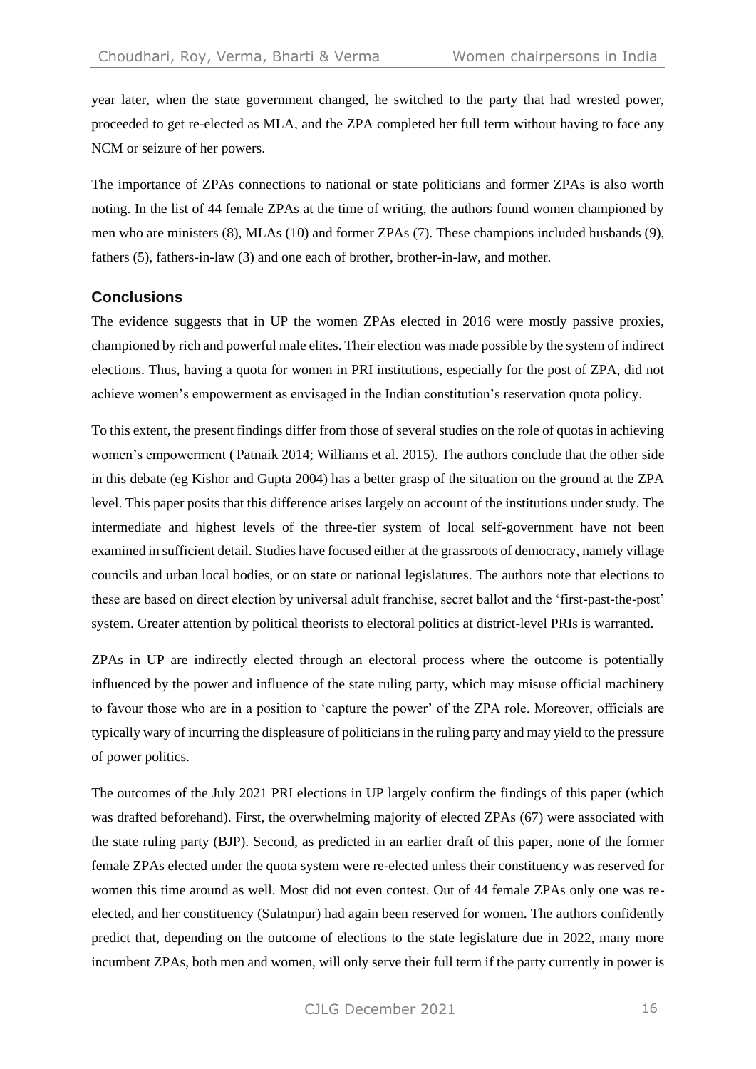year later, when the state government changed, he switched to the party that had wrested power, proceeded to get re-elected as MLA, and the ZPA completed her full term without having to face any NCM or seizure of her powers.

The importance of ZPAs connections to national or state politicians and former ZPAs is also worth noting. In the list of 44 female ZPAs at the time of writing, the authors found women championed by men who are ministers (8), MLAs (10) and former ZPAs (7). These champions included husbands (9), fathers (5), fathers-in-law (3) and one each of brother, brother-in-law, and mother.

## Conclusions

The evidence suggests that in UP the women ZPAs elected in 2016 were mostly passive proxies, championed by rich and powerful male elites. Their election was made possible by the system of indirect elections. Thus, having a quota for women in PRI institutions, especially for the post of ZPA, did not achieve women's empowerment as envisaged in the Indian constitution's reservation quota policy.

To this extent, the present findings differ from those of several studies on the role of quotas in achieving women's empowerment ( Patnaik 2014; Williams et al. 2015). The authors conclude that the other side in this debate (eg Kishor and Gupta 2004) has a better grasp of the situation on the ground at the ZPA level. This paper posits that this difference arises largely on account of the institutions under study. The intermediate and highest levels of the three-tier system of local self-government have not been examined in sufficient detail. Studies have focused either at the grassroots of democracy, namely village councils and urban local bodies, or on state or national legislatures. The authors note that elections to these are based on direct election by universal adult franchise, secret ballot and the 'first-past-the-post' system. Greater attention by political theorists to electoral politics at district-level PRIs is warranted.

ZPAs in UP are indirectly elected through an electoral process where the outcome is potentially influenced by the power and influence of the state ruling party, which may misuse official machinery to favour those who are in a position to 'capture the power' of the ZPA role. Moreover, officials are typically wary of incurring the displeasure of politicians in the ruling party and may yield to the pressure of power politics.

The outcomes of the July 2021 PRI elections in UP largely confirm the findings of this paper (which was drafted beforehand). First, the overwhelming majority of elected ZPAs (67) were associated with the state ruling party (BJP). Second, as predicted in an earlier draft of this paper, none of the former female ZPAs elected under the quota system were re-elected unless their constituency was reserved for women this time around as well. Most did not even contest. Out of 44 female ZPAs only one was re-elected, and her constituency (Sulatnpur) had again been reserved for women. The authors confidently predict that, depending on the outcome of elections to the state legislature due in 2022, many more incumbent ZPAs, both men and women, will only serve their full term if the party currently in power is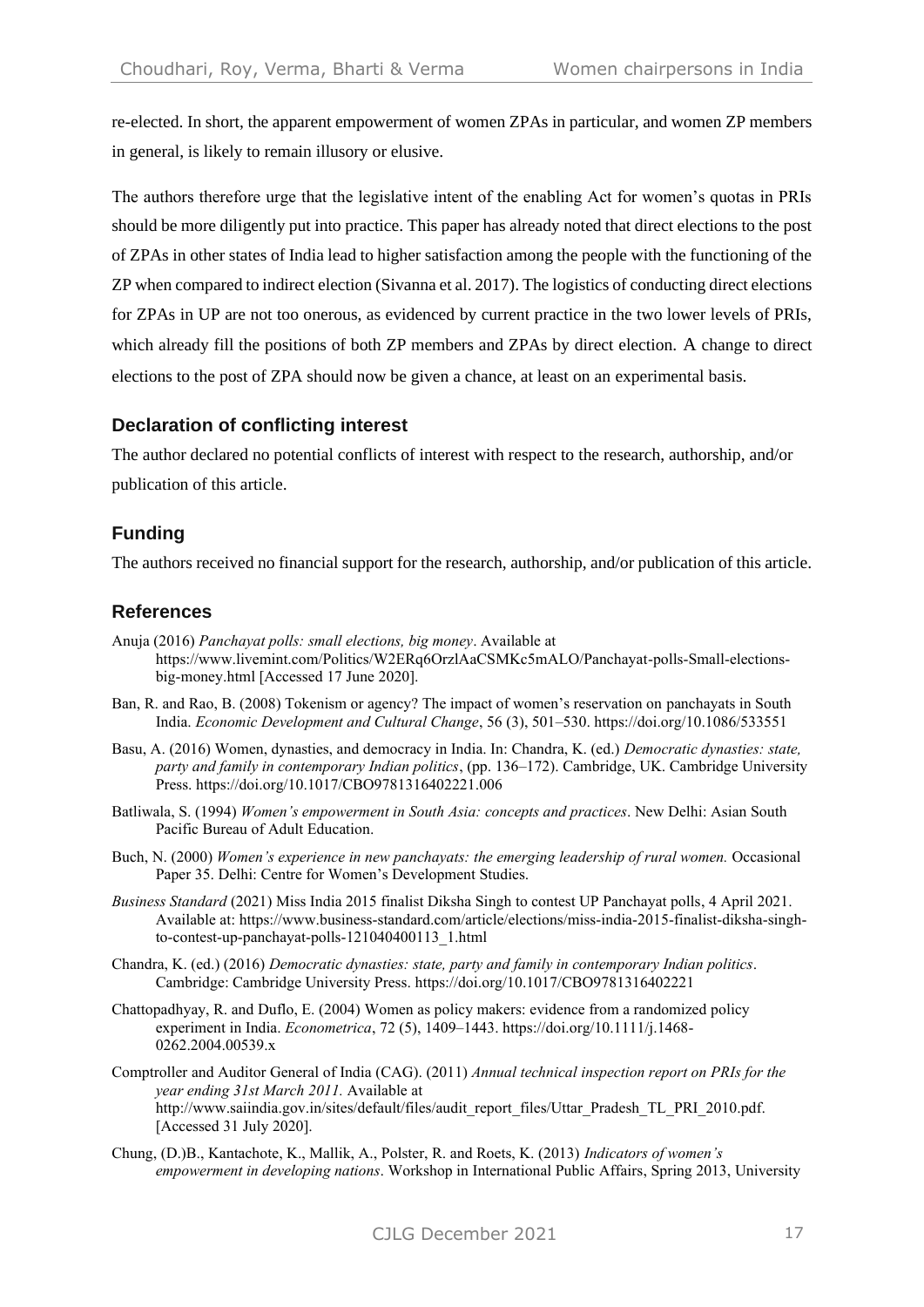re-elected. In short, the apparent empowerment of women ZPAs in particular, and women ZP members in general, is likely to remain illusory or elusive.

The authors therefore urge that the legislative intent of the enabling Act for women's quotas in PRIs should be more diligently put into practice. This paper has already noted that direct elections to the post of ZPAs in other states of India lead to higher satisfaction among the people with the functioning of the ZP when compared to indirect election (Sivanna et al. 2017). The logistics of conducting direct elections for ZPAs in UP are not too onerous, as evidenced by current practice in the two lower levels of PRIs, which already fill the positions of both ZP members and ZPAs by direct election. A change to direct elections to the post of ZPA should now be given a chance, at least on an experimental basis.

## Declaration of conflicting interest

The author declared no potential conflicts of interest with respect to the research, authorship, and/or publication of this article.

## Funding

The authors received no financial support for the research, authorship, and/or publication of this article.

## References

Anuja (2016) *Panchayat polls: small elections, big money*. Available at https://www.livemint.com/Politics/W2ERq6OrzlAaCSMKc5mALO/Panchayat-polls-Small-elections-big-money.html [Accessed 17 June 2020].

Ban, R. and Rao, B. (2008) Tokenism or agency? The impact of women's reservation on panchayats in South India. *Economic Development and Cultural Change*, 56 (3), 501–530. https://doi.org/10.1086/533551

Basu, A. (2016) Women, dynasties, and democracy in India. In: Chandra, K. (ed.) *Democratic dynasties: state, party and family in contemporary Indian politics*, (pp. 136–172). Cambridge, UK. Cambridge University Press. https://doi.org/10.1017/CBO9781316402221.006

Batliwala, S. (1994) *Women's empowerment in South Asia: concepts and practices*. New Delhi: Asian South Pacific Bureau of Adult Education.

Buch, N. (2000) *Women's experience in new panchayats: the emerging leadership of rural women.* Occasional Paper 35. Delhi: Centre for Women's Development Studies.

*Business Standard* (2021) Miss India 2015 finalist Diksha Singh to contest UP Panchayat polls, 4 April 2021. Available at: https://www.business-standard.com/article/elections/miss-india-2015-finalist-diksha-singh-to-contest-up-panchayat-polls-121040400113_1.html

Chandra, K. (ed.) (2016) *Democratic dynasties: state, party and family in contemporary Indian politics*. Cambridge: Cambridge University Press. https://doi.org/10.1017/CBO9781316402221

Chattopadhyay, R. and Duflo, E. (2004) Women as policy makers: evidence from a randomized policy experiment in India. *Econometrica*, 72 (5), 1409–1443. https://doi.org/10.1111/j.1468-0262.2004.00539.x

Comptroller and Auditor General of India (CAG). (2011) *Annual technical inspection report on PRIs for the year ending 31st March 2011.* Available at http://www.saiindia.gov.in/sites/default/files/audit_report_files/Uttar_Pradesh_TL_PRI_2010.pdf. [Accessed 31 July 2020].

Chung, (D.)B., Kantachote, K., Mallik, A., Polster, R. and Roets, K. (2013) *Indicators of women's empowerment in developing nations*. Workshop in International Public Affairs, Spring 2013, University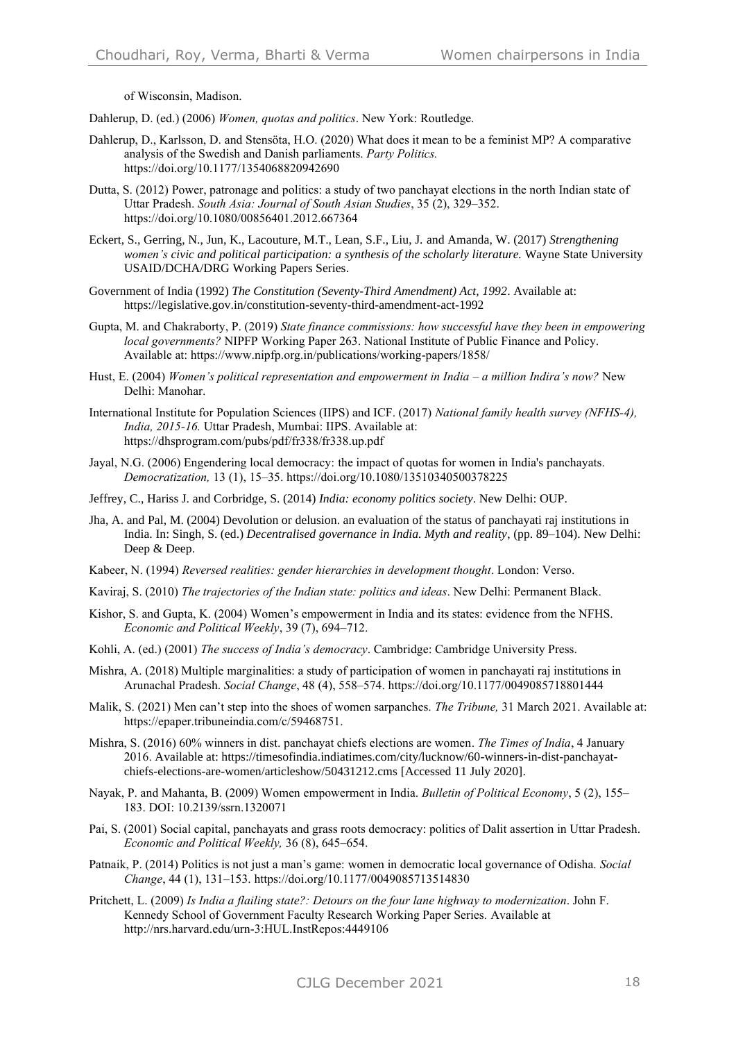of Wisconsin, Madison.

Dahlerup, D. (ed.) (2006) *Women, quotas and politics*. New York: Routledge.

Dahlerup, D., Karlsson, D. and Stensöta, H.O. (2020) What does it mean to be a feminist MP? A comparative analysis of the Swedish and Danish parliaments. *Party Politics.* https://doi.org/10.1177/1354068820942690

Dutta, S. (2012) Power, patronage and politics: a study of two panchayat elections in the north Indian state of Uttar Pradesh. *South Asia: Journal of South Asian Studies*, 35 (2), 329–352. https://doi.org/10.1080/00856401.2012.667364

Eckert, S., Gerring, N., Jun, K., Lacouture, M.T., Lean, S.F., Liu, J. and Amanda, W. (2017) *Strengthening women's civic and political participation: a synthesis of the scholarly literature.* Wayne State University USAID/DCHA/DRG Working Papers Series.

Government of India (1992) *The Constitution (Seventy-Third Amendment) Act, 1992*. Available at: https://legislative.gov.in/constitution-seventy-third-amendment-act-1992

Gupta, M. and Chakraborty, P. (2019) *State finance commissions: how successful have they been in empowering local governments?* NIPFP Working Paper 263. National Institute of Public Finance and Policy. Available at: https://www.nipfp.org.in/publications/working-papers/1858/

Hust, E. (2004) *Women's political representation and empowerment in India – a million Indira's now?* New Delhi: Manohar.

International Institute for Population Sciences (IIPS) and ICF. (2017) *National family health survey (NFHS-4), India, 2015-16.* Uttar Pradesh, Mumbai: IIPS. Available at: https://dhsprogram.com/pubs/pdf/fr338/fr338.up.pdf

Jayal, N.G. (2006) Engendering local democracy: the impact of quotas for women in India's panchayats. *Democratization,* 13 (1), 15–35. https://doi.org/10.1080/13510340500378225

Jeffrey, C., Hariss J. and Corbridge, S. (2014) *India: economy politics society*. New Delhi: OUP.

Jha, A. and Pal, M. (2004) Devolution or delusion. an evaluation of the status of panchayati raj institutions in India. In: Singh, S. (ed.) *Decentralised governance in India. Myth and reality*, (pp. 89–104). New Delhi: Deep & Deep.

Kabeer, N. (1994) *Reversed realities: gender hierarchies in development thought*. London: Verso.

Kaviraj, S. (2010) *The trajectories of the Indian state: politics and ideas*. New Delhi: Permanent Black.

Kishor, S. and Gupta, K. (2004) Women's empowerment in India and its states: evidence from the NFHS. *Economic and Political Weekly*, 39 (7), 694–712.

Kohli, A. (ed.) (2001) *The success of India's democracy*. Cambridge: Cambridge University Press.

Mishra, A. (2018) Multiple marginalities: a study of participation of women in panchayati raj institutions in Arunachal Pradesh. *Social Change*, 48 (4), 558–574. https://doi.org/10.1177/0049085718801444

Malik, S. (2021) Men can't step into the shoes of women sarpanches. *The Tribune,* 31 March 2021. Available at: https://epaper.tribuneindia.com/c/59468751.

Mishra, S. (2016) 60% winners in dist. panchayat chiefs elections are women. *The Times of India*, 4 January 2016. Available at: https://timesofindia.indiatimes.com/city/lucknow/60-winners-in-dist-panchayat-chiefs-elections-are-women/articleshow/50431212.cms [Accessed 11 July 2020].

Nayak, P. and Mahanta, B. (2009) Women empowerment in India. *Bulletin of Political Economy*, 5 (2), 155–183. DOI: 10.2139/ssrn.1320071

Pai, S. (2001) Social capital, panchayats and grass roots democracy: politics of Dalit assertion in Uttar Pradesh. *Economic and Political Weekly,* 36 (8), 645–654.

Patnaik, P. (2014) Politics is not just a man's game: women in democratic local governance of Odisha. *Social Change*, 44 (1), 131–153. https://doi.org/10.1177/0049085713514830

Pritchett, L. (2009) *Is India a flailing state?: Detours on the four lane highway to modernization*. John F. Kennedy School of Government Faculty Research Working Paper Series*.* Available at http://nrs.harvard.edu/urn-3:HUL.InstRepos:4449106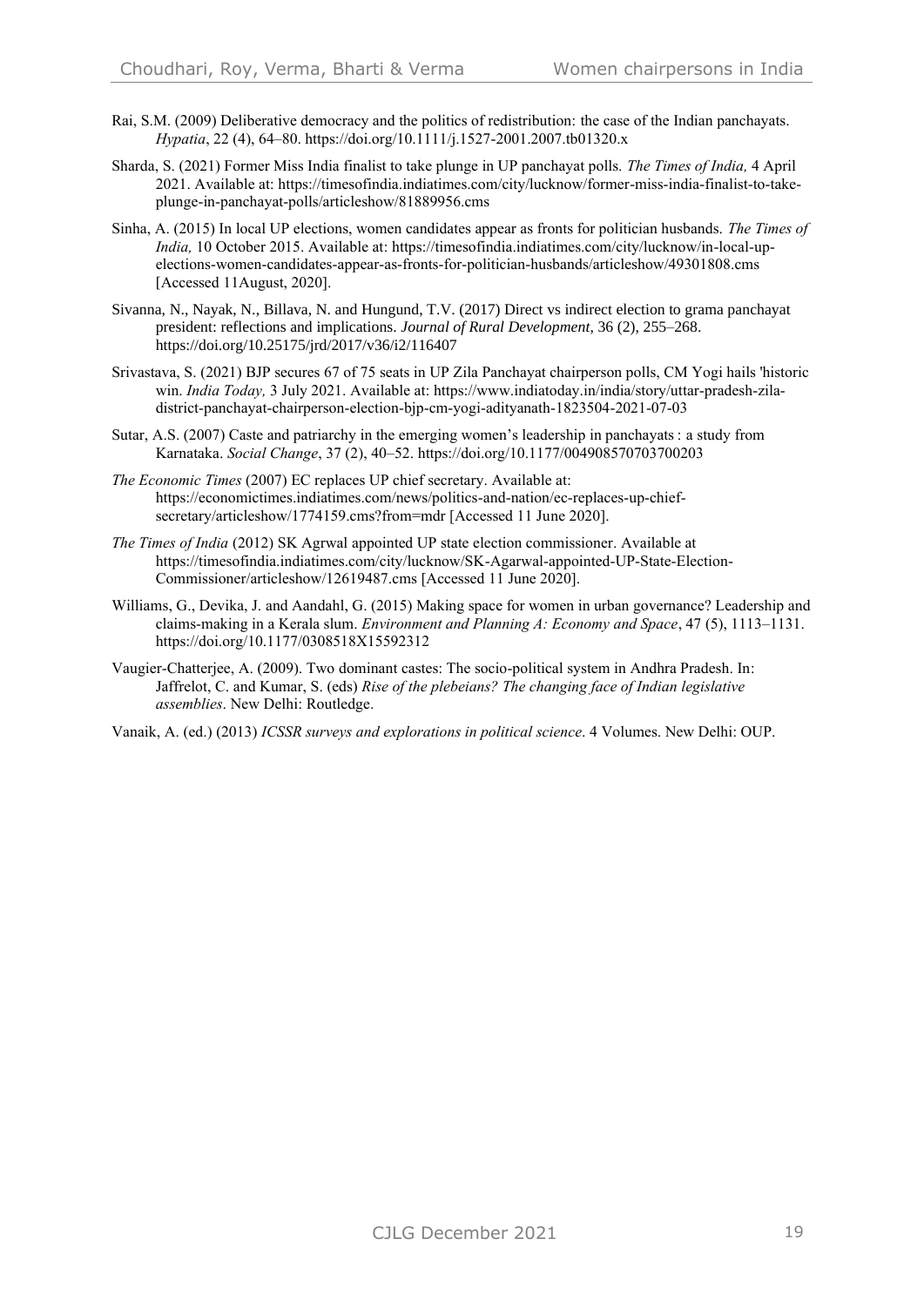Rai, S.M. (2009) Deliberative democracy and the politics of redistribution: the case of the Indian panchayats. *Hypatia*, 22 (4), 64–80. https://doi.org/10.1111/j.1527-2001.2007.tb01320.x

Sharda, S. (2021) Former Miss India finalist to take plunge in UP panchayat polls. *The Times of India,* 4 April 2021. Available at: https://timesofindia.indiatimes.com/city/lucknow/former-miss-india-finalist-to-take-plunge-in-panchayat-polls/articleshow/81889956.cms

Sinha, A. (2015) In local UP elections, women candidates appear as fronts for politician husbands. *The Times of India,* 10 October 2015. Available at: https://timesofindia.indiatimes.com/city/lucknow/in-local-up-elections-women-candidates-appear-as-fronts-for-politician-husbands/articleshow/49301808.cms [Accessed 11August, 2020].

Sivanna, N., Nayak, N., Billava, N. and Hungund, T.V. (2017) Direct vs indirect election to grama panchayat president: reflections and implications. *Journal of Rural Development*, 36 (2), 255–268. https://doi.org/10.25175/jrd/2017/v36/i2/116407

Srivastava, S. (2021) BJP secures 67 of 75 seats in UP Zila Panchayat chairperson polls, CM Yogi hails 'historic win. *India Today,* 3 July 2021. Available at: https://www.indiatoday.in/india/story/uttar-pradesh-zila-district-panchayat-chairperson-election-bjp-cm-yogi-adityanath-1823504-2021-07-03

Sutar, A.S. (2007) Caste and patriarchy in the emerging women's leadership in panchayats : a study from Karnataka. *Social Change*, 37 (2), 40–52. https://doi.org/10.1177/004908570703700203

*The Economic Times* (2007) EC replaces UP chief secretary. Available at: https://economictimes.indiatimes.com/news/politics-and-nation/ec-replaces-up-chief-secretary/articleshow/1774159.cms?from=mdr [Accessed 11 June 2020].

*The Times of India* (2012) SK Agrwal appointed UP state election commissioner. Available at https://timesofindia.indiatimes.com/city/lucknow/SK-Agarwal-appointed-UP-State-Election-Commissioner/articleshow/12619487.cms [Accessed 11 June 2020].

Williams, G., Devika, J. and Aandahl, G. (2015) Making space for women in urban governance? Leadership and claims-making in a Kerala slum. *Environment and Planning A: Economy and Space*, 47 (5), 1113–1131. https://doi.org/10.1177/0308518X15592312

Vaugier-Chatterjee, A. (2009). Two dominant castes: The socio-political system in Andhra Pradesh. In: Jaffrelot, C. and Kumar, S. (eds) *Rise of the plebeians? The changing face of Indian legislative assemblies*. New Delhi: Routledge.

Vanaik, A. (ed.) (2013) *ICSSR surveys and explorations in political science*. 4 Volumes. New Delhi: OUP.